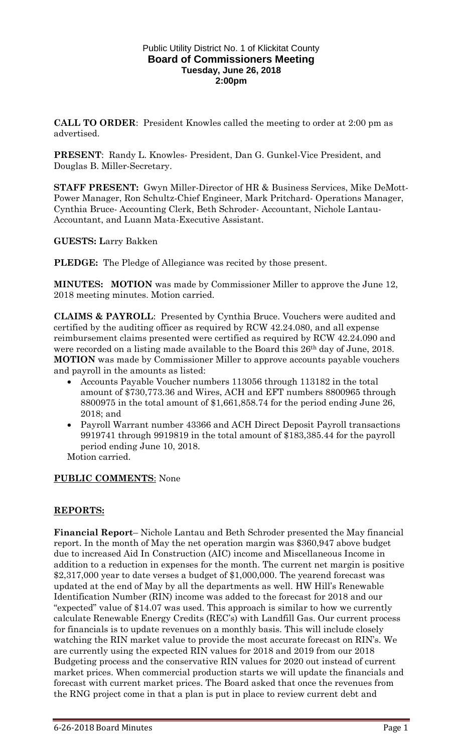# Public Utility District No. 1 of Klickitat County
## Board of Commissioners Meeting
### Tuesday, June 26, 2018
### 2:00pm

**CALL TO ORDER**: President Knowles called the meeting to order at 2:00 pm as advertised.

**PRESENT**: Randy L. Knowles- President, Dan G. Gunkel-Vice President, and Douglas B. Miller-Secretary.

**STAFF PRESENT:** Gwyn Miller-Director of HR & Business Services, Mike DeMott-Power Manager, Ron Schultz-Chief Engineer, Mark Pritchard- Operations Manager, Cynthia Bruce- Accounting Clerk, Beth Schroder- Accountant, Nichole Lantau-Accountant, and Luann Mata-Executive Assistant.

**GUESTS:** Larry Bakken

**PLEDGE:** The Pledge of Allegiance was recited by those present.

**MINUTES: MOTION** was made by Commissioner Miller to approve the June 12, 2018 meeting minutes. Motion carried.

**CLAIMS & PAYROLL**: Presented by Cynthia Bruce. Vouchers were audited and certified by the auditing officer as required by RCW 42.24.080, and all expense reimbursement claims presented were certified as required by RCW 42.24.090 and were recorded on a listing made available to the Board this 26th day of June, 2018. **MOTION** was made by Commissioner Miller to approve accounts payable vouchers and payroll in the amounts as listed:

- Accounts Payable Voucher numbers 113056 through 113182 in the total amount of $730,773.36 and Wires, ACH and EFT numbers 8800965 through 8800975 in the total amount of $1,661,858.74 for the period ending June 26, 2018; and
- Payroll Warrant number 43366 and ACH Direct Deposit Payroll transactions 9919741 through 9919819 in the total amount of $183,385.44 for the payroll period ending June 10, 2018.

Motion carried.

**PUBLIC COMMENTS**: None

**REPORTS:**

**Financial Report**– Nichole Lantau and Beth Schroder presented the May financial report. In the month of May the net operation margin was $360,947 above budget due to increased Aid In Construction (AIC) income and Miscellaneous Income in addition to a reduction in expenses for the month. The current net margin is positive $2,317,000 year to date verses a budget of $1,000,000. The yearend forecast was updated at the end of May by all the departments as well. HW Hill's Renewable Identification Number (RIN) income was added to the forecast for 2018 and our "expected" value of $14.07 was used. This approach is similar to how we currently calculate Renewable Energy Credits (REC's) with Landfill Gas. Our current process for financials is to update revenues on a monthly basis. This will include closely watching the RIN market value to provide the most accurate forecast on RIN's. We are currently using the expected RIN values for 2018 and 2019 from our 2018 Budgeting process and the conservative RIN values for 2020 out instead of current market prices. When commercial production starts we will update the financials and forecast with current market prices. The Board asked that once the revenues from the RNG project come in that a plan is put in place to review current debt and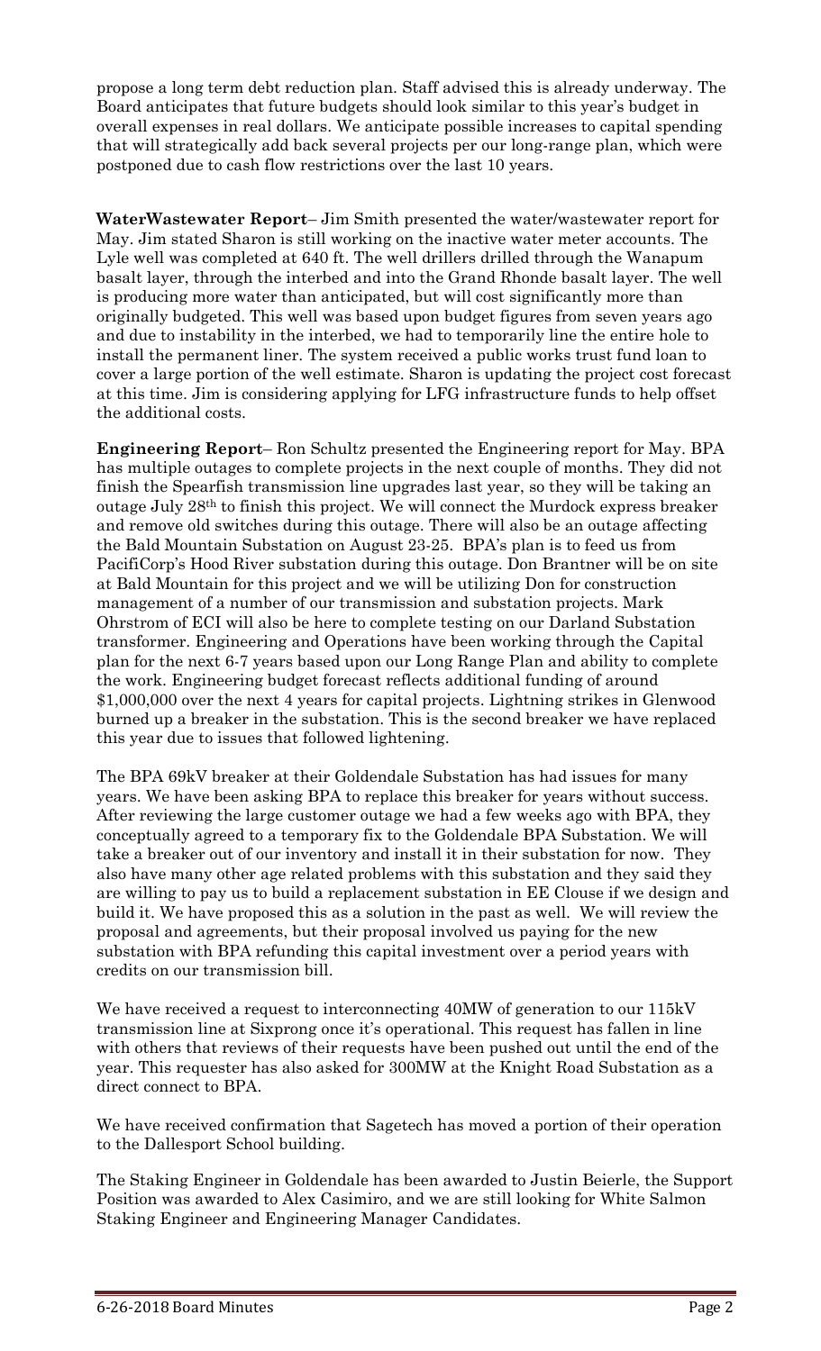propose a long term debt reduction plan. Staff advised this is already underway. The Board anticipates that future budgets should look similar to this year's budget in overall expenses in real dollars. We anticipate possible increases to capital spending that will strategically add back several projects per our long-range plan, which were postponed due to cash flow restrictions over the last 10 years.

**WaterWastewater Report**– Jim Smith presented the water/wastewater report for May. Jim stated Sharon is still working on the inactive water meter accounts. The Lyle well was completed at 640 ft. The well drillers drilled through the Wanapum basalt layer, through the interbed and into the Grand Rhonde basalt layer. The well is producing more water than anticipated, but will cost significantly more than originally budgeted. This well was based upon budget figures from seven years ago and due to instability in the interbed, we had to temporarily line the entire hole to install the permanent liner. The system received a public works trust fund loan to cover a large portion of the well estimate. Sharon is updating the project cost forecast at this time. Jim is considering applying for LFG infrastructure funds to help offset the additional costs.

**Engineering Report**– Ron Schultz presented the Engineering report for May. BPA has multiple outages to complete projects in the next couple of months. They did not finish the Spearfish transmission line upgrades last year, so they will be taking an outage July 28th to finish this project. We will connect the Murdock express breaker and remove old switches during this outage. There will also be an outage affecting the Bald Mountain Substation on August 23-25. BPA's plan is to feed us from PacifiCorp's Hood River substation during this outage. Don Brantner will be on site at Bald Mountain for this project and we will be utilizing Don for construction management of a number of our transmission and substation projects. Mark Ohrstrom of ECI will also be here to complete testing on our Darland Substation transformer. Engineering and Operations have been working through the Capital plan for the next 6-7 years based upon our Long Range Plan and ability to complete the work. Engineering budget forecast reflects additional funding of around $1,000,000 over the next 4 years for capital projects. Lightning strikes in Glenwood burned up a breaker in the substation. This is the second breaker we have replaced this year due to issues that followed lightening.

The BPA 69kV breaker at their Goldendale Substation has had issues for many years. We have been asking BPA to replace this breaker for years without success. After reviewing the large customer outage we had a few weeks ago with BPA, they conceptually agreed to a temporary fix to the Goldendale BPA Substation. We will take a breaker out of our inventory and install it in their substation for now. They also have many other age related problems with this substation and they said they are willing to pay us to build a replacement substation in EE Clouse if we design and build it. We have proposed this as a solution in the past as well. We will review the proposal and agreements, but their proposal involved us paying for the new substation with BPA refunding this capital investment over a period years with credits on our transmission bill.

We have received a request to interconnecting 40MW of generation to our 115kV transmission line at Sixprong once it's operational. This request has fallen in line with others that reviews of their requests have been pushed out until the end of the year. This requester has also asked for 300MW at the Knight Road Substation as a direct connect to BPA.

We have received confirmation that Sagetech has moved a portion of their operation to the Dallesport School building.

The Staking Engineer in Goldendale has been awarded to Justin Beierle, the Support Position was awarded to Alex Casimiro, and we are still looking for White Salmon Staking Engineer and Engineering Manager Candidates.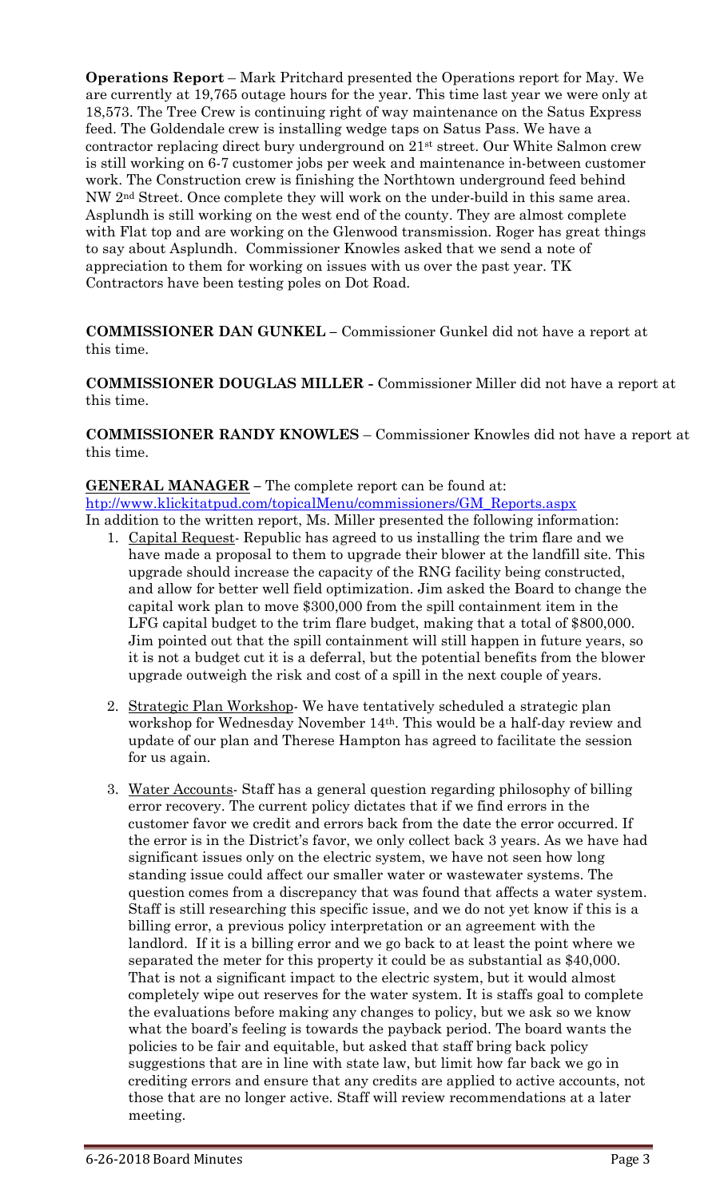**Operations Report** – Mark Pritchard presented the Operations report for May. We are currently at 19,765 outage hours for the year. This time last year we were only at 18,573. The Tree Crew is continuing right of way maintenance on the Satus Express feed. The Goldendale crew is installing wedge taps on Satus Pass. We have a contractor replacing direct bury underground on 21st street. Our White Salmon crew is still working on 6-7 customer jobs per week and maintenance in-between customer work. The Construction crew is finishing the Northtown underground feed behind NW 2nd Street. Once complete they will work on the under-build in this same area. Asplundh is still working on the west end of the county. They are almost complete with Flat top and are working on the Glenwood transmission. Roger has great things to say about Asplundh. Commissioner Knowles asked that we send a note of appreciation to them for working on issues with us over the past year. TK Contractors have been testing poles on Dot Road.

**COMMISSIONER DAN GUNKEL** – Commissioner Gunkel did not have a report at this time.

**COMMISSIONER DOUGLAS MILLER -** Commissioner Miller did not have a report at this time.

**COMMISSIONER RANDY KNOWLES** – Commissioner Knowles did not have a report at this time.

**GENERAL MANAGER** – The complete report can be found at: htp://www.klickitatpud.com/topicalMenu/commissioners/GM_Reports.aspx
In addition to the written report, Ms. Miller presented the following information:

1. Capital Request- Republic has agreed to us installing the trim flare and we have made a proposal to them to upgrade their blower at the landfill site. This upgrade should increase the capacity of the RNG facility being constructed, and allow for better well field optimization. Jim asked the Board to change the capital work plan to move $300,000 from the spill containment item in the LFG capital budget to the trim flare budget, making that a total of $800,000. Jim pointed out that the spill containment will still happen in future years, so it is not a budget cut it is a deferral, but the potential benefits from the blower upgrade outweigh the risk and cost of a spill in the next couple of years.

2. Strategic Plan Workshop- We have tentatively scheduled a strategic plan workshop for Wednesday November 14th. This would be a half-day review and update of our plan and Therese Hampton has agreed to facilitate the session for us again.

3. Water Accounts- Staff has a general question regarding philosophy of billing error recovery. The current policy dictates that if we find errors in the customer favor we credit and errors back from the date the error occurred. If the error is in the District's favor, we only collect back 3 years. As we have had significant issues only on the electric system, we have not seen how long standing issue could affect our smaller water or wastewater systems. The question comes from a discrepancy that was found that affects a water system. Staff is still researching this specific issue, and we do not yet know if this is a billing error, a previous policy interpretation or an agreement with the landlord. If it is a billing error and we go back to at least the point where we separated the meter for this property it could be as substantial as $40,000. That is not a significant impact to the electric system, but it would almost completely wipe out reserves for the water system. It is staffs goal to complete the evaluations before making any changes to policy, but we ask so we know what the board's feeling is towards the payback period. The board wants the policies to be fair and equitable, but asked that staff bring back policy suggestions that are in line with state law, but limit how far back we go in crediting errors and ensure that any credits are applied to active accounts, not those that are no longer active. Staff will review recommendations at a later meeting.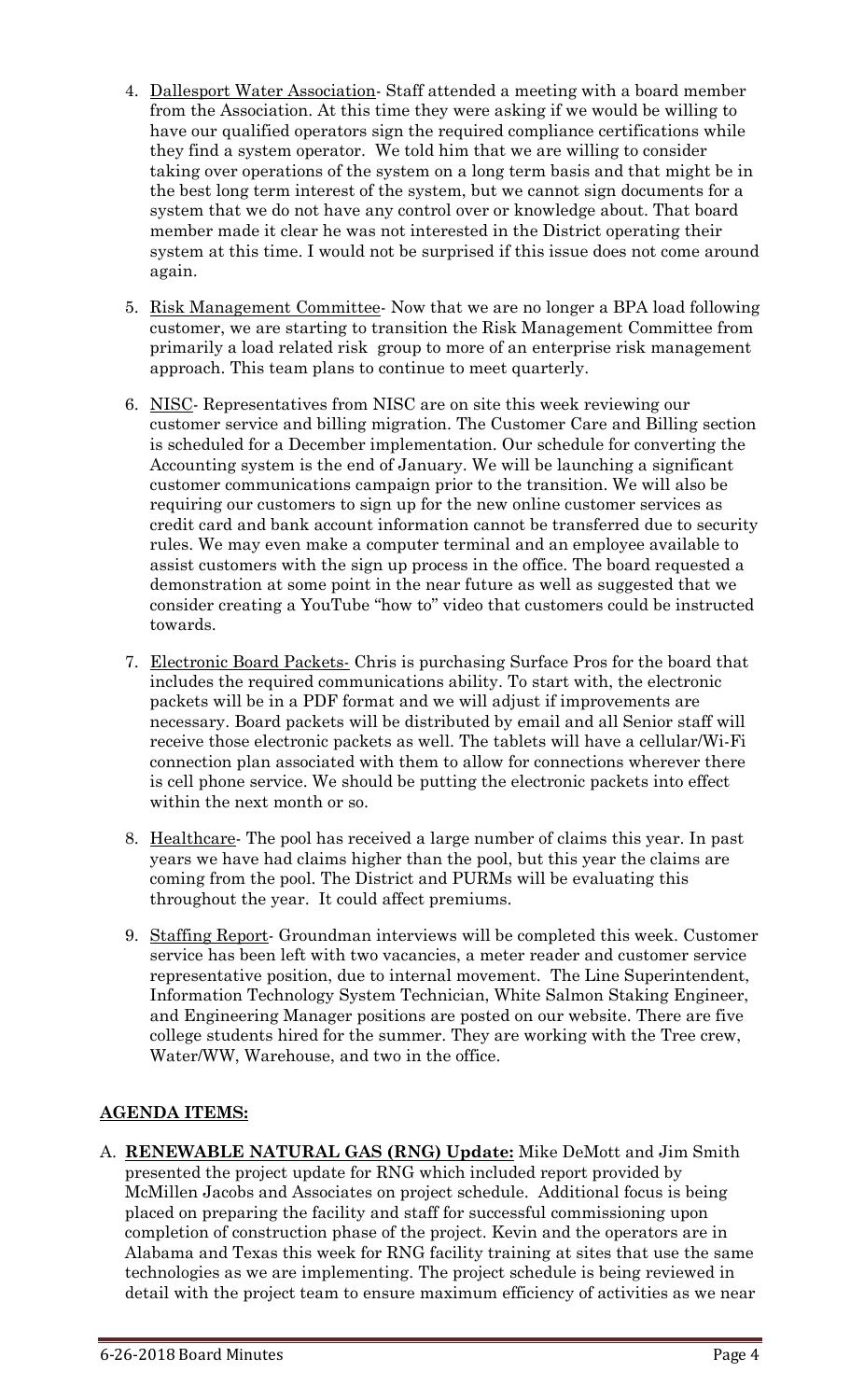4. Dallesport Water Association- Staff attended a meeting with a board member from the Association. At this time they were asking if we would be willing to have our qualified operators sign the required compliance certifications while they find a system operator. We told him that we are willing to consider taking over operations of the system on a long term basis and that might be in the best long term interest of the system, but we cannot sign documents for a system that we do not have any control over or knowledge about. That board member made it clear he was not interested in the District operating their system at this time. I would not be surprised if this issue does not come around again.

5. Risk Management Committee- Now that we are no longer a BPA load following customer, we are starting to transition the Risk Management Committee from primarily a load related risk group to more of an enterprise risk management approach. This team plans to continue to meet quarterly.

6. NISC- Representatives from NISC are on site this week reviewing our customer service and billing migration. The Customer Care and Billing section is scheduled for a December implementation. Our schedule for converting the Accounting system is the end of January. We will be launching a significant customer communications campaign prior to the transition. We will also be requiring our customers to sign up for the new online customer services as credit card and bank account information cannot be transferred due to security rules. We may even make a computer terminal and an employee available to assist customers with the sign up process in the office. The board requested a demonstration at some point in the near future as well as suggested that we consider creating a YouTube "how to" video that customers could be instructed towards.

7. Electronic Board Packets- Chris is purchasing Surface Pros for the board that includes the required communications ability. To start with, the electronic packets will be in a PDF format and we will adjust if improvements are necessary. Board packets will be distributed by email and all Senior staff will receive those electronic packets as well. The tablets will have a cellular/Wi-Fi connection plan associated with them to allow for connections wherever there is cell phone service. We should be putting the electronic packets into effect within the next month or so.

8. Healthcare- The pool has received a large number of claims this year. In past years we have had claims higher than the pool, but this year the claims are coming from the pool. The District and PURMs will be evaluating this throughout the year. It could affect premiums.

9. Staffing Report- Groundman interviews will be completed this week. Customer service has been left with two vacancies, a meter reader and customer service representative position, due to internal movement. The Line Superintendent, Information Technology System Technician, White Salmon Staking Engineer, and Engineering Manager positions are posted on our website. There are five college students hired for the summer. They are working with the Tree crew, Water/WW, Warehouse, and two in the office.

## AGENDA ITEMS:

A. **RENEWABLE NATURAL GAS (RNG) Update:** Mike DeMott and Jim Smith presented the project update for RNG which included report provided by McMillen Jacobs and Associates on project schedule. Additional focus is being placed on preparing the facility and staff for successful commissioning upon completion of construction phase of the project. Kevin and the operators are in Alabama and Texas this week for RNG facility training at sites that use the same technologies as we are implementing. The project schedule is being reviewed in detail with the project team to ensure maximum efficiency of activities as we near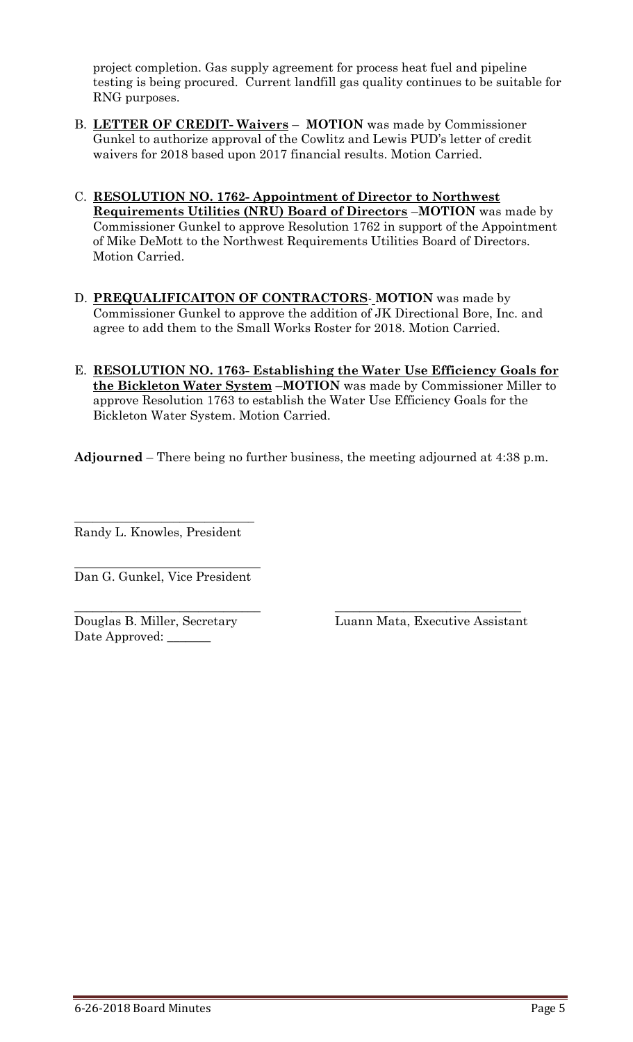project completion. Gas supply agreement for process heat fuel and pipeline testing is being procured. Current landfill gas quality continues to be suitable for RNG purposes.

B. **LETTER OF CREDIT- Waivers** – **MOTION** was made by Commissioner Gunkel to authorize approval of the Cowlitz and Lewis PUD's letter of credit waivers for 2018 based upon 2017 financial results. Motion Carried.

C. **RESOLUTION NO. 1762- Appointment of Director to Northwest Requirements Utilities (NRU) Board of Directors** –**MOTION** was made by Commissioner Gunkel to approve Resolution 1762 in support of the Appointment of Mike DeMott to the Northwest Requirements Utilities Board of Directors. Motion Carried.

D. **PREQUALIFICAITON OF CONTRACTORS**- **MOTION** was made by Commissioner Gunkel to approve the addition of JK Directional Bore, Inc. and agree to add them to the Small Works Roster for 2018. Motion Carried.

E. **RESOLUTION NO. 1763- Establishing the Water Use Efficiency Goals for the Bickleton Water System** –**MOTION** was made by Commissioner Miller to approve Resolution 1763 to establish the Water Use Efficiency Goals for the Bickleton Water System. Motion Carried.

**Adjourned** – There being no further business, the meeting adjourned at 4:38 p.m.

\_\_\_\_\_\_\_\_\_\_\_\_\_\_\_\_\_\_\_\_\_\_\_\_\_\_\_\_\_\_
Randy L. Knowles, President

\_\_\_\_\_\_\_\_\_\_\_\_\_\_\_\_\_\_\_\_\_\_\_\_\_\_\_\_\_\_
Dan G. Gunkel, Vice President

\_\_\_\_\_\_\_\_\_\_\_\_\_\_\_\_\_\_\_\_\_\_\_\_\_\_\_\_\_\_
Douglas B. Miller, Secretary
Date Approved: \_\_\_\_\_\_\_

\_\_\_\_\_\_\_\_\_\_\_\_\_\_\_\_\_\_\_\_\_\_\_\_\_\_\_\_\_\_
Luann Mata, Executive Assistant